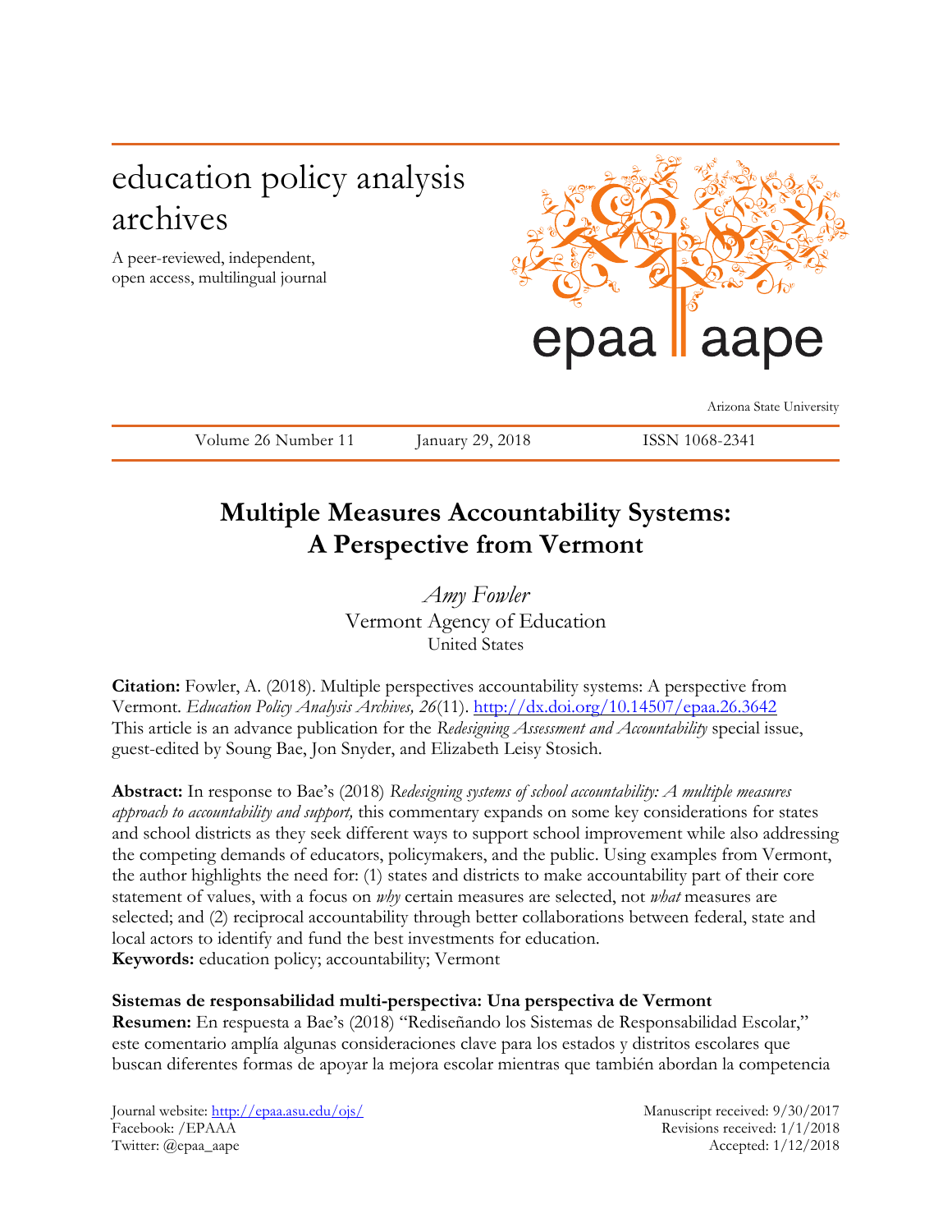education policy analysis archives

A peer-reviewed, independent, open access, multilingual journal

epaa aape

Arizona State University

Volume 26 Number 11 | January 29, 2018 | ISSN 1068-2341

# Multiple Measures Accountability Systems: A Perspective from Vermont

*Amy Fowler*
Vermont Agency of Education
United States

**Citation:** Fowler, A. (2018). Multiple perspectives accountability systems: A perspective from Vermont. *Education Policy Analysis Archives, 26*(11). http://dx.doi.org/10.14507/epaa.26.3642
This article is an advance publication for the *Redesigning Assessment and Accountability* special issue, guest-edited by Soung Bae, Jon Snyder, and Elizabeth Leisy Stosich.

**Abstract:** In response to Bae's (2018) *Redesigning systems of school accountability: A multiple measures approach to accountability and support,* this commentary expands on some key considerations for states and school districts as they seek different ways to support school improvement while also addressing the competing demands of educators, policymakers, and the public. Using examples from Vermont, the author highlights the need for: (1) states and districts to make accountability part of their core statement of values, with a focus on *why* certain measures are selected, not *what* measures are selected; and (2) reciprocal accountability through better collaborations between federal, state and local actors to identify and fund the best investments for education.
**Keywords:** education policy; accountability; Vermont

**Sistemas de responsabilidad multi-perspectiva: Una perspectiva de Vermont**
**Resumen:** En respuesta a Bae's (2018) "Rediseñando los Sistemas de Responsabilidad Escolar," este comentario amplía algunas consideraciones clave para los estados y distritos escolares que buscan diferentes formas de apoyar la mejora escolar mientras que también abordan la competencia

Journal website: http://epaa.asu.edu/ojs/
Facebook: /EPAAA
Twitter: @epaa_aape

Manuscript received: 9/30/2017
Revisions received: 1/1/2018
Accepted: 1/12/2018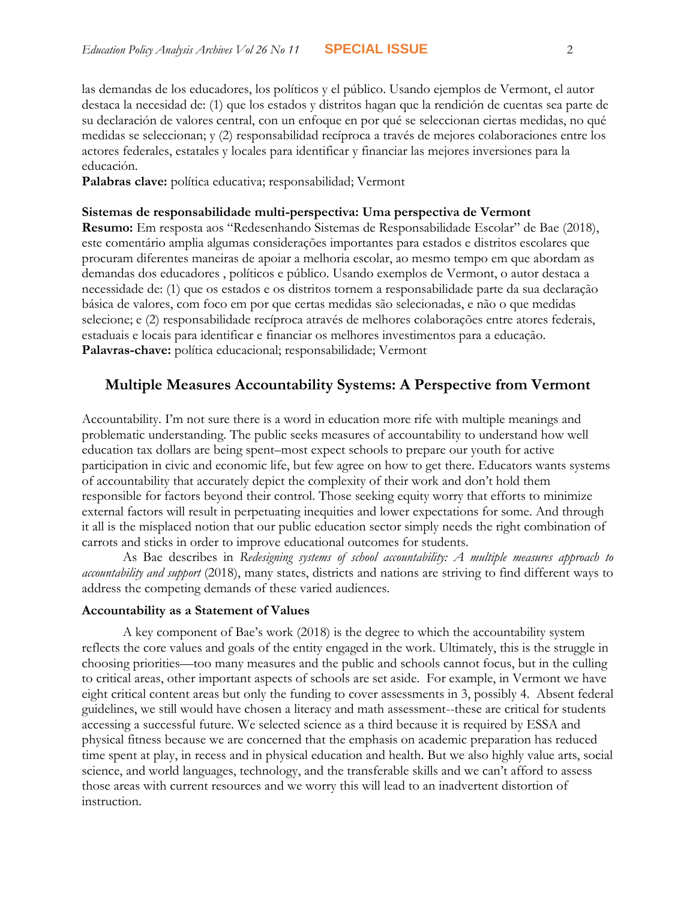las demandas de los educadores, los políticos y el público. Usando ejemplos de Vermont, el autor destaca la necesidad de: (1) que los estados y distritos hagan que la rendición de cuentas sea parte de su declaración de valores central, con un enfoque en por qué se seleccionan ciertas medidas, no qué medidas se seleccionan; y (2) responsabilidad recíproca a través de mejores colaboraciones entre los actores federales, estatales y locales para identificar y financiar las mejores inversiones para la educación.
**Palabras clave:** política educativa; responsabilidad; Vermont

**Sistemas de responsabilidade multi-perspectiva: Uma perspectiva de Vermont**
**Resumo:** Em resposta aos "Redesenhando Sistemas de Responsabilidade Escolar" de Bae (2018), este comentário amplia algumas considerações importantes para estados e distritos escolares que procuram diferentes maneiras de apoiar a melhoria escolar, ao mesmo tempo em que abordam as demandas dos educadores , políticos e público. Usando exemplos de Vermont, o autor destaca a necessidade de: (1) que os estados e os distritos tornem a responsabilidade parte da sua declaração básica de valores, com foco em por que certas medidas são selecionadas, e não o que medidas selecione; e (2) responsabilidade recíproca através de melhores colaborações entre atores federais, estaduais e locais para identificar e financiar os melhores investimentos para a educação.
**Palavras-chave:** política educacional; responsabilidade; Vermont

# Multiple Measures Accountability Systems: A Perspective from Vermont

Accountability. I'm not sure there is a word in education more rife with multiple meanings and problematic understanding. The public seeks measures of accountability to understand how well education tax dollars are being spent–most expect schools to prepare our youth for active participation in civic and economic life, but few agree on how to get there. Educators wants systems of accountability that accurately depict the complexity of their work and don't hold them responsible for factors beyond their control. Those seeking equity worry that efforts to minimize external factors will result in perpetuating inequities and lower expectations for some. And through it all is the misplaced notion that our public education sector simply needs the right combination of carrots and sticks in order to improve educational outcomes for students.

As Bae describes in *Redesigning systems of school accountability: A multiple measures approach to accountability and support* (2018), many states, districts and nations are striving to find different ways to address the competing demands of these varied audiences.

## Accountability as a Statement of Values

A key component of Bae's work (2018) is the degree to which the accountability system reflects the core values and goals of the entity engaged in the work. Ultimately, this is the struggle in choosing priorities—too many measures and the public and schools cannot focus, but in the culling to critical areas, other important aspects of schools are set aside. For example, in Vermont we have eight critical content areas but only the funding to cover assessments in 3, possibly 4. Absent federal guidelines, we still would have chosen a literacy and math assessment--these are critical for students accessing a successful future. We selected science as a third because it is required by ESSA and physical fitness because we are concerned that the emphasis on academic preparation has reduced time spent at play, in recess and in physical education and health. But we also highly value arts, social science, and world languages, technology, and the transferable skills and we can't afford to assess those areas with current resources and we worry this will lead to an inadvertent distortion of instruction.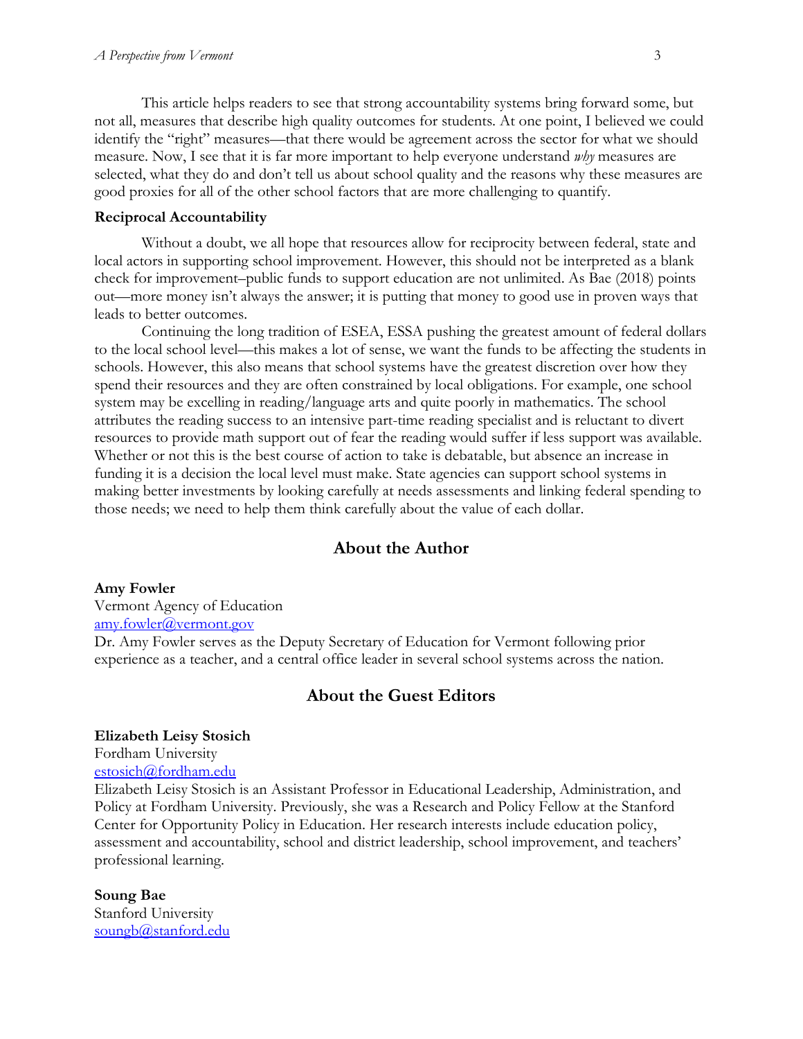This article helps readers to see that strong accountability systems bring forward some, but not all, measures that describe high quality outcomes for students. At one point, I believed we could identify the "right" measures—that there would be agreement across the sector for what we should measure. Now, I see that it is far more important to help everyone understand *why* measures are selected, what they do and don't tell us about school quality and the reasons why these measures are good proxies for all of the other school factors that are more challenging to quantify.

**Reciprocal Accountability**

Without a doubt, we all hope that resources allow for reciprocity between federal, state and local actors in supporting school improvement. However, this should not be interpreted as a blank check for improvement–public funds to support education are not unlimited. As Bae (2018) points out—more money isn't always the answer; it is putting that money to good use in proven ways that leads to better outcomes.

Continuing the long tradition of ESEA, ESSA pushing the greatest amount of federal dollars to the local school level—this makes a lot of sense, we want the funds to be affecting the students in schools. However, this also means that school systems have the greatest discretion over how they spend their resources and they are often constrained by local obligations. For example, one school system may be excelling in reading/language arts and quite poorly in mathematics. The school attributes the reading success to an intensive part-time reading specialist and is reluctant to divert resources to provide math support out of fear the reading would suffer if less support was available. Whether or not this is the best course of action to take is debatable, but absence an increase in funding it is a decision the local level must make. State agencies can support school systems in making better investments by looking carefully at needs assessments and linking federal spending to those needs; we need to help them think carefully about the value of each dollar.

## About the Author

**Amy Fowler**
Vermont Agency of Education
amy.fowler@vermont.gov
Dr. Amy Fowler serves as the Deputy Secretary of Education for Vermont following prior experience as a teacher, and a central office leader in several school systems across the nation.

## About the Guest Editors

**Elizabeth Leisy Stosich**
Fordham University
estosich@fordham.edu
Elizabeth Leisy Stosich is an Assistant Professor in Educational Leadership, Administration, and Policy at Fordham University. Previously, she was a Research and Policy Fellow at the Stanford Center for Opportunity Policy in Education. Her research interests include education policy, assessment and accountability, school and district leadership, school improvement, and teachers' professional learning.

**Soung Bae**
Stanford University
soungb@stanford.edu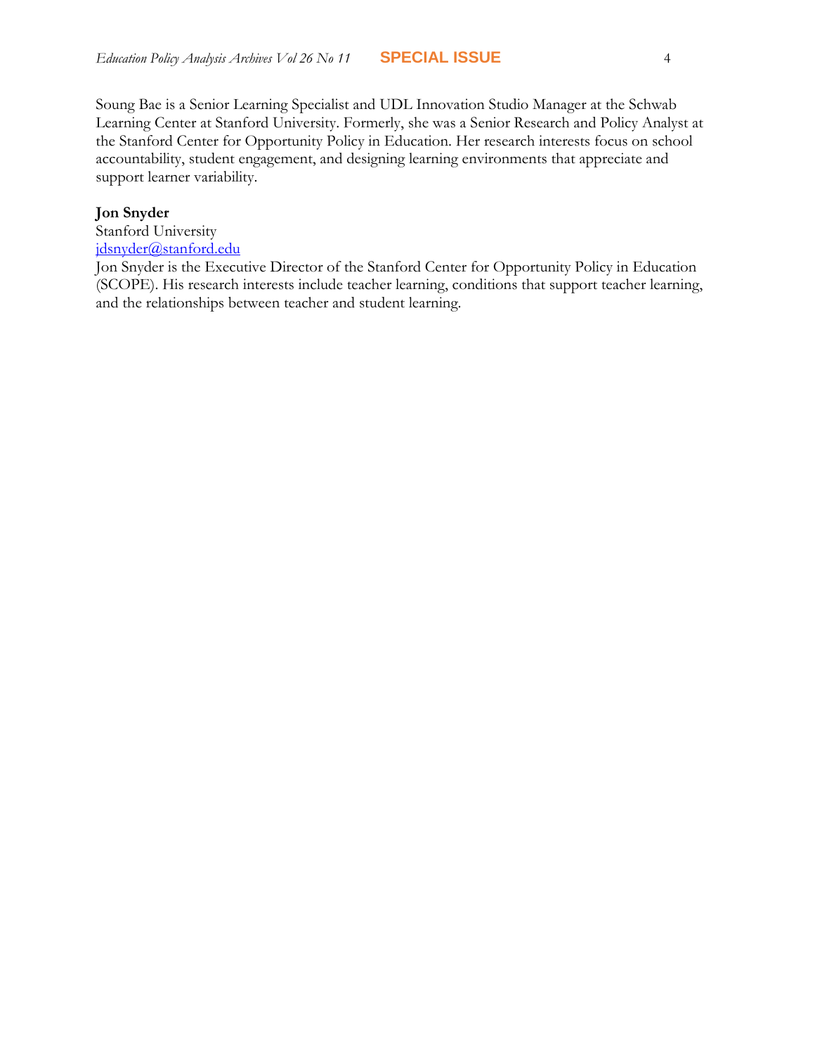Soung Bae is a Senior Learning Specialist and UDL Innovation Studio Manager at the Schwab Learning Center at Stanford University. Formerly, she was a Senior Research and Policy Analyst at the Stanford Center for Opportunity Policy in Education. Her research interests focus on school accountability, student engagement, and designing learning environments that appreciate and support learner variability.

**Jon Snyder**
Stanford University
[jdsnyder@stanford.edu](mailto:jdsnyder@stanford.edu)
Jon Snyder is the Executive Director of the Stanford Center for Opportunity Policy in Education (SCOPE). His research interests include teacher learning, conditions that support teacher learning, and the relationships between teacher and student learning.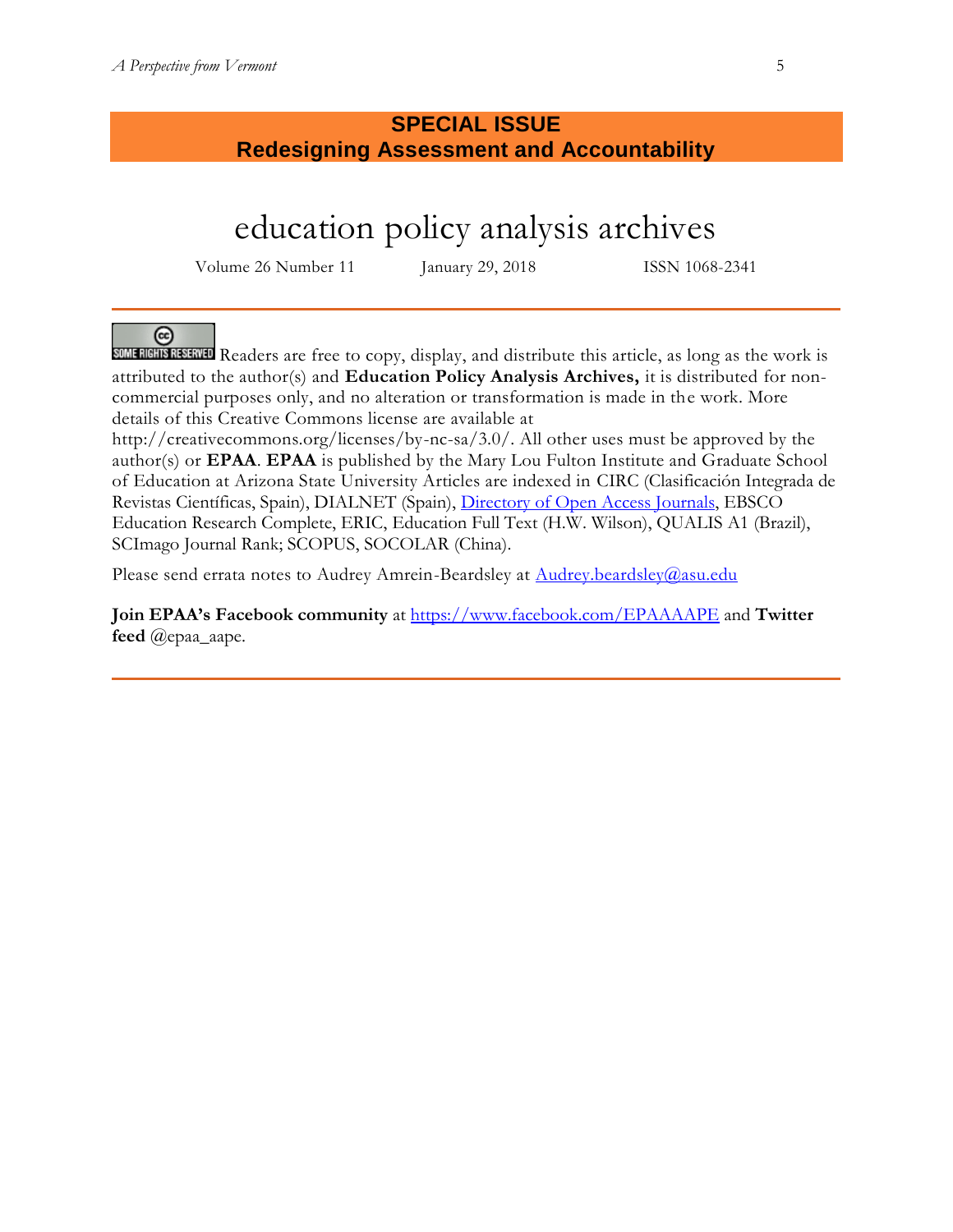**SPECIAL ISSUE**
**Redesigning Assessment and Accountability**

# education policy analysis archives

Volume 26 Number 11 January 29, 2018 ISSN 1068-2341

---

Readers are free to copy, display, and distribute this article, as long as the work is attributed to the author(s) and **Education Policy Analysis Archives,** it is distributed for non-commercial purposes only, and no alteration or transformation is made in the work. More details of this Creative Commons license are available at http://creativecommons.org/licenses/by-nc-sa/3.0/. All other uses must be approved by the author(s) or **EPAA**. **EPAA** is published by the Mary Lou Fulton Institute and Graduate School of Education at Arizona State University Articles are indexed in CIRC (Clasificación Integrada de Revistas Científicas, Spain), DIALNET (Spain), [Directory of Open Access Journals](), EBSCO Education Research Complete, ERIC, Education Full Text (H.W. Wilson), QUALIS A1 (Brazil), SCImago Journal Rank; SCOPUS, SOCOLAR (China).

Please send errata notes to Audrey Amrein-Beardsley at [Audrey.beardsley@asu.edu](mailto:Audrey.beardsley@asu.edu)

**Join EPAA's Facebook community** at [https://www.facebook.com/EPAAAAPE](https://www.facebook.com/EPAAAAPE) and **Twitter feed** @epaa_aape.

---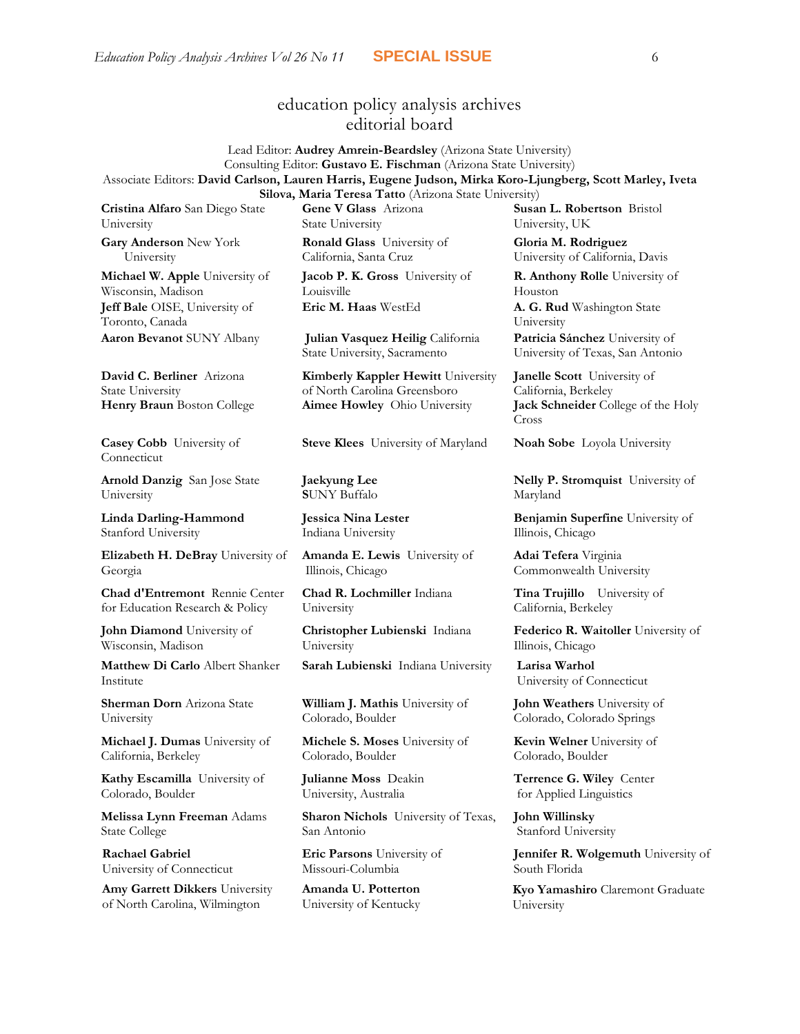# education policy analysis archives
## editorial board

Lead Editor: **Audrey Amrein-Beardsley** (Arizona State University)
Consulting Editor: **Gustavo E. Fischman** (Arizona State University)
Associate Editors: **David Carlson, Lauren Harris, Eugene Judson, Mirka Koro-Ljungberg, Scott Marley, Iveta Silova, Maria Teresa Tatto** (Arizona State University)

**Cristina Alfaro** San Diego State University

**Gary Anderson** New York University

**Michael W. Apple** University of Wisconsin, Madison

**Jeff Bale** OISE, University of Toronto, Canada

**Aaron Bevanot** SUNY Albany

**David C. Berliner** Arizona State University

**Henry Braun** Boston College

**Casey Cobb** University of Connecticut

**Arnold Danzig** San Jose State University

**Linda Darling-Hammond** Stanford University

**Elizabeth H. DeBray** University of Georgia

**Chad d'Entremont** Rennie Center for Education Research & Policy

**John Diamond** University of Wisconsin, Madison

**Matthew Di Carlo** Albert Shanker Institute

**Sherman Dorn** Arizona State University

**Michael J. Dumas** University of California, Berkeley

**Kathy Escamilla** University of Colorado, Boulder

**Melissa Lynn Freeman** Adams State College

**Rachael Gabriel** University of Connecticut

**Amy Garrett Dikkers** University of North Carolina, Wilmington

**Gene V Glass** Arizona State University

**Ronald Glass** University of California, Santa Cruz

**Jacob P. K. Gross** University of Louisville

**Eric M. Haas** WestEd

**Julian Vasquez Heilig** California State University, Sacramento

**Kimberly Kappler Hewitt** University of North Carolina Greensboro

**Aimee Howley** Ohio University

**Steve Klees** University of Maryland

**Jaekyung Lee** SUNY Buffalo

**Jessica Nina Lester** Indiana University

**Amanda E. Lewis** University of Illinois, Chicago

**Chad R. Lochmiller** Indiana University

**Christopher Lubienski** Indiana University

**Sarah Lubienski** Indiana University

**William J. Mathis** University of Colorado, Boulder

**Michele S. Moses** University of Colorado, Boulder

**Julianne Moss** Deakin University, Australia

**Sharon Nichols** University of Texas, San Antonio

**Eric Parsons** University of Missouri-Columbia

**Amanda U. Potterton** University of Kentucky

**Susan L. Robertson** Bristol University, UK

**Gloria M. Rodriguez** University of California, Davis

**R. Anthony Rolle** University of Houston

**A. G. Rud** Washington State University

**Patricia Sánchez** University of University of Texas, San Antonio

**Janelle Scott** University of California, Berkeley

**Jack Schneider** College of the Holy Cross

**Noah Sobe** Loyola University

**Nelly P. Stromquist** University of Maryland

**Benjamin Superfine** University of Illinois, Chicago

**Adai Tefera** Virginia Commonwealth University

**Tina Trujillo** University of California, Berkeley

**Federico R. Waitoller** University of Illinois, Chicago

**Larisa Warhol** University of Connecticut

**John Weathers** University of Colorado, Colorado Springs

**Kevin Welner** University of Colorado, Boulder

**Terrence G. Wiley** Center for Applied Linguistics

**John Willinsky** Stanford University

**Jennifer R. Wolgemuth** University of South Florida

**Kyo Yamashiro** Claremont Graduate University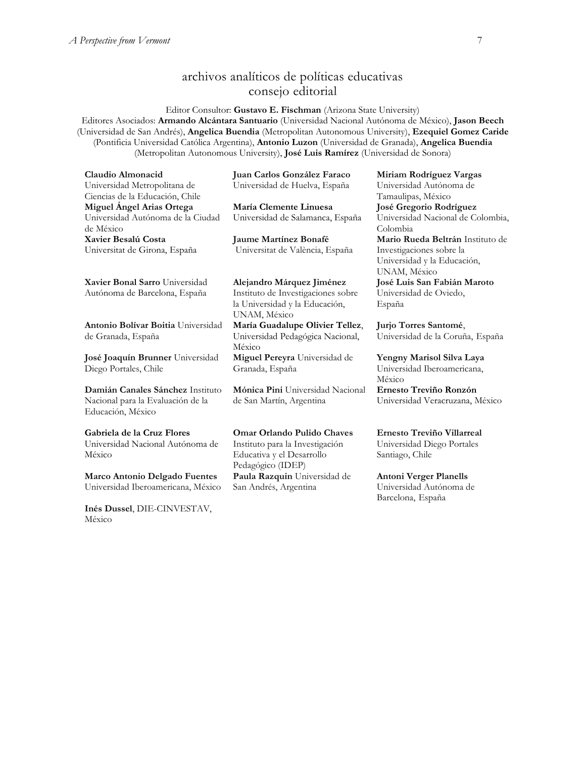# archivos analíticos de políticas educativas
## consejo editorial

Editor Consultor: **Gustavo E. Fischman** (Arizona State University)
Editores Asociados: **Armando Alcántara Santuario** (Universidad Nacional Autónoma de México), **Jason Beech** (Universidad de San Andrés), **Angelica Buendia** (Metropolitan Autonomous University), **Ezequiel Gomez Caride** (Pontificia Universidad Católica Argentina), **Antonio Luzon** (Universidad de Granada), **Angelica Buendia** (Metropolitan Autonomous University), **José Luis Ramírez** (Universidad de Sonora)

**Claudio Almonacid** Universidad Metropolitana de Ciencias de la Educación, Chile

**Miguel Ángel Arias Ortega** Universidad Autónoma de la Ciudad de México

**Xavier Besalú Costa** Universitat de Girona, España

**Xavier Bonal Sarro** Universidad Autónoma de Barcelona, España

**Antonio Bolívar Boitia** Universidad de Granada, España

**José Joaquín Brunner** Universidad Diego Portales, Chile

**Damián Canales Sánchez** Instituto Nacional para la Evaluación de la Educación, México

**Gabriela de la Cruz Flores** Universidad Nacional Autónoma de México

**Marco Antonio Delgado Fuentes** Universidad Iberoamericana, México

**Inés Dussel**, DIE-CINVESTAV, México

**Juan Carlos González Faraco** Universidad de Huelva, España

**María Clemente Linuesa** Universidad de Salamanca, España

**Jaume Martínez Bonafé** Universitat de València, España

**Alejandro Márquez Jiménez** Instituto de Investigaciones sobre la Universidad y la Educación, UNAM, México

**María Guadalupe Olivier Tellez**, Universidad Pedagógica Nacional, México

**Miguel Pereyra** Universidad de Granada, España

**Mónica Pini** Universidad Nacional de San Martín, Argentina

**Omar Orlando Pulido Chaves** Instituto para la Investigación Educativa y el Desarrollo Pedagógico (IDEP)

**Paula Razquin** Universidad de San Andrés, Argentina

**Miriam Rodríguez Vargas** Universidad Autónoma de Tamaulipas, México

**José Gregorio Rodríguez** Universidad Nacional de Colombia, Colombia

**Mario Rueda Beltrán** Instituto de Investigaciones sobre la Universidad y la Educación, UNAM, México

**José Luis San Fabián Maroto** Universidad de Oviedo, España

**Jurjo Torres Santomé**, Universidad de la Coruña, España

**Yengny Marisol Silva Laya** Universidad Iberoamericana, México

**Ernesto Treviño Ronzón** Universidad Veracruzana, México

**Ernesto Treviño Villarreal** Universidad Diego Portales Santiago, Chile

**Antoni Verger Planells** Universidad Autónoma de Barcelona, España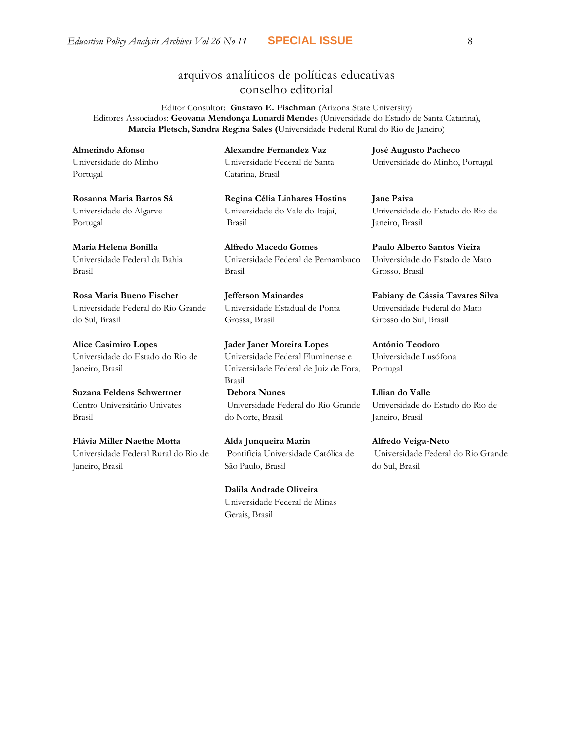# arquivos analíticos de políticas educativas
## conselho editorial

Editor Consultor: **Gustavo E. Fischman** (Arizona State University)
Editores Associados: **Geovana Mendonça Lunardi Mende**s (Universidade do Estado de Santa Catarina), **Marcia Pletsch, Sandra Regina Sales (**Universidade Federal Rural do Rio de Janeiro)

**Almerindo Afonso**
Universidade do Minho
Portugal

**Rosanna Maria Barros Sá**
Universidade do Algarve
Portugal

**Maria Helena Bonilla**
Universidade Federal da Bahia
Brasil

**Rosa Maria Bueno Fischer**
Universidade Federal do Rio Grande do Sul, Brasil

**Alice Casimiro Lopes**
Universidade do Estado do Rio de Janeiro, Brasil

**Suzana Feldens Schwertner**
Centro Universitário Univates
Brasil

**Flávia Miller Naethe Motta**
Universidade Federal Rural do Rio de Janeiro, Brasil

**Alexandre Fernandez Vaz**
Universidade Federal de Santa Catarina, Brasil

**Regina Célia Linhares Hostins**
Universidade do Vale do Itajaí, Brasil

**Alfredo Macedo Gomes**
Universidade Federal de Pernambuco
Brasil

**Jefferson Mainardes**
Universidade Estadual de Ponta Grossa, Brasil

**Jader Janer Moreira Lopes**
Universidade Federal Fluminense e Universidade Federal de Juiz de Fora, Brasil

**Debora Nunes**
Universidade Federal do Rio Grande do Norte, Brasil

**Alda Junqueira Marin**
Pontifícia Universidade Católica de São Paulo, Brasil

**Dalila Andrade Oliveira**
Universidade Federal de Minas Gerais, Brasil

**José Augusto Pacheco**
Universidade do Minho, Portugal

**Jane Paiva**
Universidade do Estado do Rio de Janeiro, Brasil

**Paulo Alberto Santos Vieira**
Universidade do Estado de Mato Grosso, Brasil

**Fabiany de Cássia Tavares Silva**
Universidade Federal do Mato Grosso do Sul, Brasil

**António Teodoro**
Universidade Lusófona
Portugal

**Lílian do Valle**
Universidade do Estado do Rio de Janeiro, Brasil

**Alfredo Veiga-Neto**
Universidade Federal do Rio Grande do Sul, Brasil